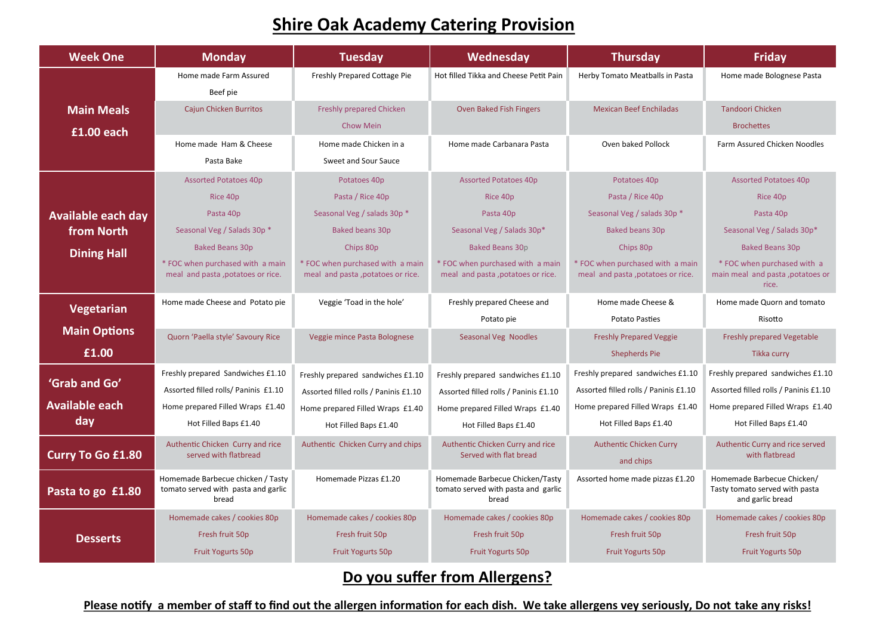# Shire Oak Academy Catering Provision

| Week One | Monday | Tuesday | Wednesday | Thursday | Friday |
|---|---|---|---|---|---|
| **Main Meals £1.00 each** | Home made Farm Assured Beef pie | Freshly Prepared Cottage Pie | Hot filled Tikka and Cheese Petit Pain | Herby Tomato Meatballs in Pasta | Home made Bolognese Pasta |
| | Cajun Chicken Burritos | Freshly prepared Chicken Chow Mein | Oven Baked Fish Fingers | Mexican Beef Enchiladas | Tandoori Chicken Brochettes |
| | Home made Ham & Cheese Pasta Bake | Home made Chicken in a Sweet and Sour Sauce | Home made Carbanara Pasta | Oven baked Pollock | Farm Assured Chicken Noodles |
| **Available each day from North Dining Hall** | Assorted Potatoes 40p<br>Rice 40p<br>Pasta 40p<br>Seasonal Veg / Salads 30p *<br>Baked Beans 30p<br>* FOC when purchased with a main meal and pasta ,potatoes or rice. | Potatoes 40p<br>Pasta / Rice 40p<br>Seasonal Veg / salads 30p *<br>Baked beans 30p<br>Chips 80p<br>* FOC when purchased with a main meal and pasta ,potatoes or rice. | Assorted Potatoes 40p<br>Rice 40p<br>Pasta 40p<br>Seasonal Veg / Salads 30p*<br>Baked Beans 30p<br>* FOC when purchased with a main meal and pasta ,potatoes or rice. | Potatoes 40p<br>Pasta / Rice 40p<br>Seasonal Veg / salads 30p *<br>Baked beans 30p<br>Chips 80p<br>* FOC when purchased with a main meal and pasta ,potatoes or rice. | Assorted Potatoes 40p<br>Rice 40p<br>Pasta 40p<br>Seasonal Veg / Salads 30p*<br>Baked Beans 30p<br>* FOC when purchased with a main meal and pasta ,potatoes or rice. |
| **Vegetarian Main Options £1.00** | Home made Cheese and Potato pie | Veggie 'Toad in the hole' | Freshly prepared Cheese and Potato pie | Home made Cheese & Potato Pasties | Home made Quorn and tomato Risotto |
| | Quorn 'Paella style' Savoury Rice | Veggie mince Pasta Bolognese | Seasonal Veg Noodles | Freshly Prepared Veggie Shepherds Pie | Freshly prepared Vegetable Tikka curry |
| **'Grab and Go' Available each day** | Freshly prepared Sandwiches £1.10<br>Assorted filled rolls/ Paninis £1.10<br>Home prepared Filled Wraps £1.40<br>Hot Filled Baps £1.40 | Freshly prepared sandwiches £1.10<br>Assorted filled rolls / Paninis £1.10<br>Home prepared Filled Wraps £1.40<br>Hot Filled Baps £1.40 | Freshly prepared sandwiches £1.10<br>Assorted filled rolls / Paninis £1.10<br>Home prepared Filled Wraps £1.40<br>Hot Filled Baps £1.40 | Freshly prepared sandwiches £1.10<br>Assorted filled rolls / Paninis £1.10<br>Home prepared Filled Wraps £1.40<br>Hot Filled Baps £1.40 | Freshly prepared sandwiches £1.10<br>Assorted filled rolls / Paninis £1.10<br>Home prepared Filled Wraps £1.40<br>Hot Filled Baps £1.40 |
| **Curry To Go £1.80** | Authentic Chicken Curry and rice served with flatbread | Authentic Chicken Curry and chips | Authentic Chicken Curry and rice Served with flat bread | Authentic Chicken Curry and chips | Authentic Curry and rice served with flatbread |
| **Pasta to go £1.80** | Homemade Barbecue chicken / Tasty tomato served with pasta and garlic bread | Homemade Pizzas £1.20 | Homemade Barbecue Chicken/Tasty tomato served with pasta and garlic bread | Assorted home made pizzas £1.20 | Homemade Barbecue Chicken/ Tasty tomato served with pasta and garlic bread |
| **Desserts** | Homemade cakes / cookies 80p<br>Fresh fruit 50p<br>Fruit Yogurts 50p | Homemade cakes / cookies 80p<br>Fresh fruit 50p<br>Fruit Yogurts 50p | Homemade cakes / cookies 80p<br>Fresh fruit 50p<br>Fruit Yogurts 50p | Homemade cakes / cookies 80p<br>Fresh fruit 50p<br>Fruit Yogurts 50p | Homemade cakes / cookies 80p<br>Fresh fruit 50p<br>Fruit Yogurts 50p |

## Do you suffer from Allergens?

**Please notify a member of staff to find out the allergen information for each dish. We take allergens vey seriously, Do not take any risks!**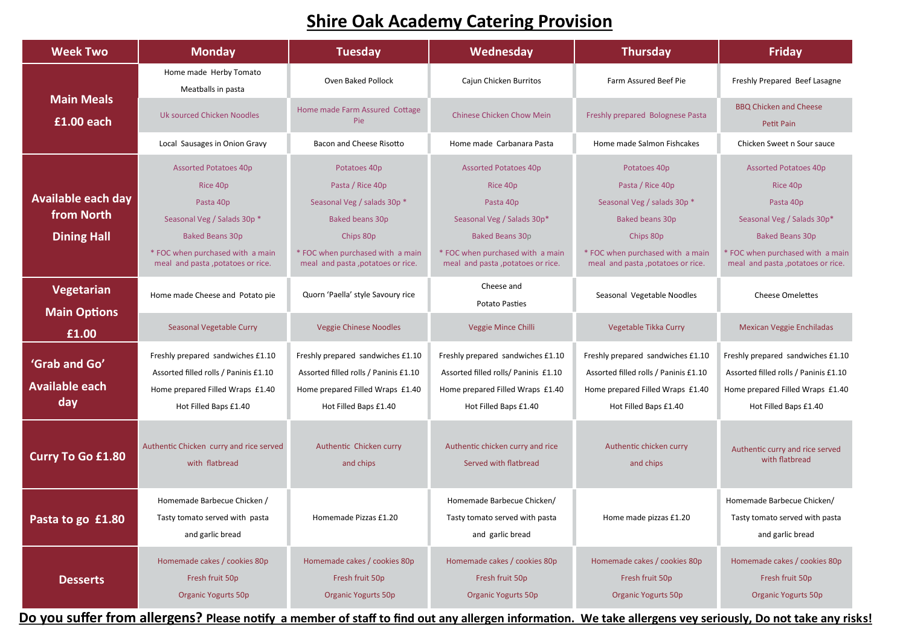# Shire Oak Academy Catering Provision

| Week Two | Monday | Tuesday | Wednesday | Thursday | Friday |
|---|---|---|---|---|---|
| Main Meals £1.00 each | Home made Herby Tomato Meatballs in pasta | Oven Baked Pollock | Cajun Chicken Burritos | Farm Assured Beef Pie | Freshly Prepared Beef Lasagne |
| | Uk sourced Chicken Noodles | Home made Farm Assured Cottage Pie | Chinese Chicken Chow Mein | Freshly prepared Bolognese Pasta | BBQ Chicken and Cheese Petit Pain |
| | Local Sausages in Onion Gravy | Bacon and Cheese Risotto | Home made Carbanara Pasta | Home made Salmon Fishcakes | Chicken Sweet n Sour sauce |
| Available each day from North Dining Hall | Assorted Potatoes 40p<br>Rice 40p<br>Pasta 40p<br>Seasonal Veg / Salads 30p *<br>Baked Beans 30p<br>* FOC when purchased with a main meal and pasta ,potatoes or rice. | Potatoes 40p<br>Pasta / Rice 40p<br>Seasonal Veg / salads 30p *<br>Baked beans 30p<br>Chips 80p<br>* FOC when purchased with a main meal and pasta ,potatoes or rice. | Assorted Potatoes 40p<br>Rice 40p<br>Pasta 40p<br>Seasonal Veg / Salads 30p*<br>Baked Beans 30p<br>* FOC when purchased with a main meal and pasta ,potatoes or rice. | Potatoes 40p<br>Pasta / Rice 40p<br>Seasonal Veg / salads 30p *<br>Baked beans 30p<br>Chips 80p<br>* FOC when purchased with a main meal and pasta ,potatoes or rice. | Assorted Potatoes 40p<br>Rice 40p<br>Pasta 40p<br>Seasonal Veg / Salads 30p*<br>Baked Beans 30p<br>* FOC when purchased with a main meal and pasta ,potatoes or rice. |
| Vegetarian Main Options £1.00 | Home made Cheese and Potato pie | Quorn 'Paella' style Savoury rice | Cheese and Potato Pasties | Seasonal Vegetable Noodles | Cheese Omelettes |
| | Seasonal Vegetable Curry | Veggie Chinese Noodles | Veggie Mince Chilli | Vegetable Tikka Curry | Mexican Veggie Enchiladas |
| 'Grab and Go' Available each day | Freshly prepared sandwiches £1.10<br>Assorted filled rolls / Paninis £1.10<br>Home prepared Filled Wraps £1.40<br>Hot Filled Baps £1.40 | Freshly prepared sandwiches £1.10<br>Assorted filled rolls / Paninis £1.10<br>Home prepared Filled Wraps £1.40<br>Hot Filled Baps £1.40 | Freshly prepared sandwiches £1.10<br>Assorted filled rolls/ Paninis £1.10<br>Home prepared Filled Wraps £1.40<br>Hot Filled Baps £1.40 | Freshly prepared sandwiches £1.10<br>Assorted filled rolls / Paninis £1.10<br>Home prepared Filled Wraps £1.40<br>Hot Filled Baps £1.40 | Freshly prepared sandwiches £1.10<br>Assorted filled rolls / Paninis £1.10<br>Home prepared Filled Wraps £1.40<br>Hot Filled Baps £1.40 |
| Curry To Go £1.80 | Authentic Chicken curry and rice served with flatbread | Authentic Chicken curry and chips | Authentic chicken curry and rice Served with flatbread | Authentic chicken curry and chips | Authentic curry and rice served with flatbread |
| Pasta to go £1.80 | Homemade Barbecue Chicken / Tasty tomato served with pasta and garlic bread | Homemade Pizzas £1.20 | Homemade Barbecue Chicken/ Tasty tomato served with pasta and garlic bread | Home made pizzas £1.20 | Homemade Barbecue Chicken/ Tasty tomato served with pasta and garlic bread |
| Desserts | Homemade cakes / cookies 80p<br>Fresh fruit 50p<br>Organic Yogurts 50p | Homemade cakes / cookies 80p<br>Fresh fruit 50p<br>Organic Yogurts 50p | Homemade cakes / cookies 80p<br>Fresh fruit 50p<br>Organic Yogurts 50p | Homemade cakes / cookies 80p<br>Fresh fruit 50p<br>Organic Yogurts 50p | Homemade cakes / cookies 80p<br>Fresh fruit 50p<br>Organic Yogurts 50p |

**Do you suffer from allergens? Please notify a member of staff to find out any allergen information. We take allergens vey seriously, Do not take any risks!**